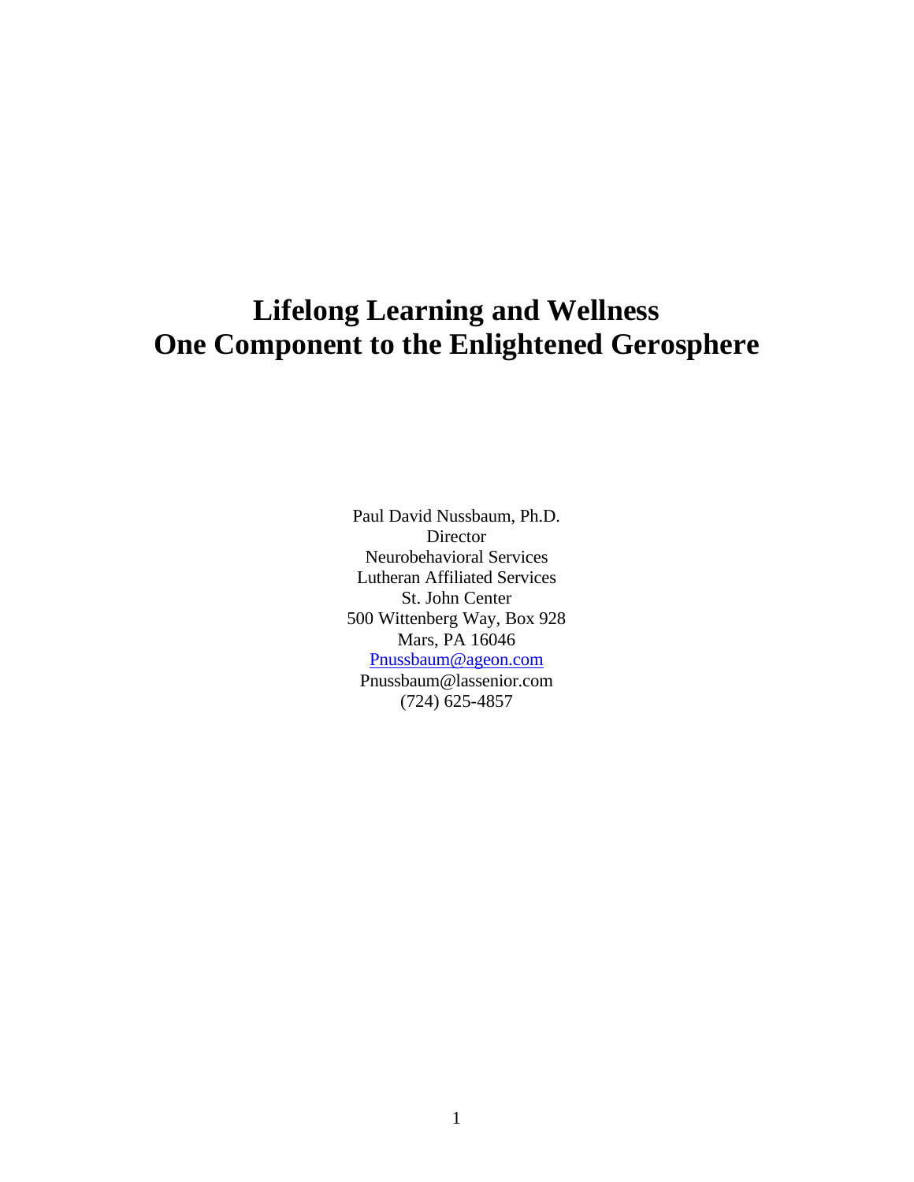# Lifelong Learning and Wellness
# One Component to the Enlightened Gerosphere

Paul David Nussbaum, Ph.D.
Director
Neurobehavioral Services
Lutheran Affiliated Services
St. John Center
500 Wittenberg Way, Box 928
Mars, PA 16046
Pnussbaum@ageon.com
Pnussbaum@lassenior.com
(724) 625-4857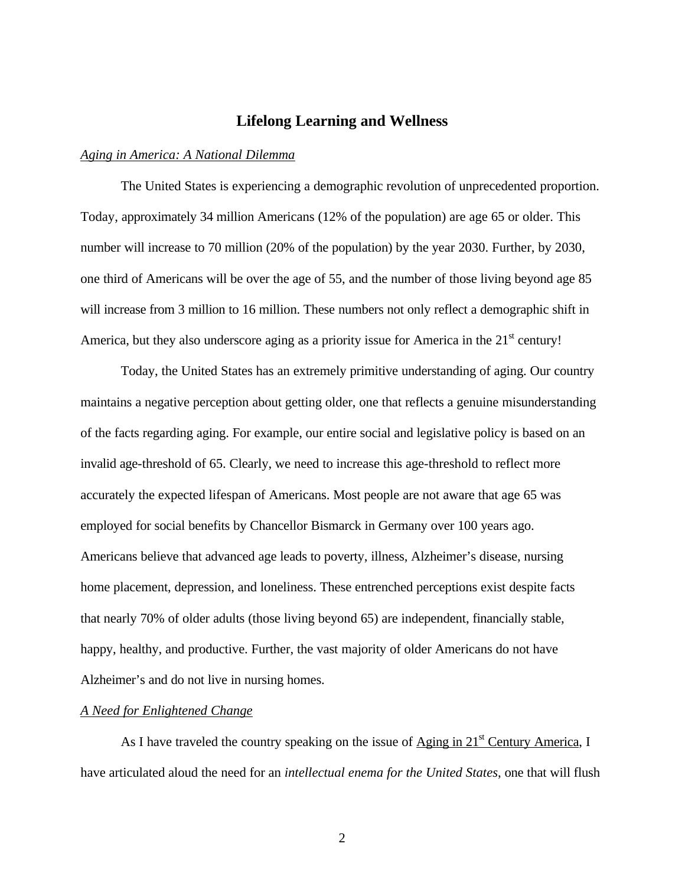# Lifelong Learning and Wellness

*Aging in America: A National Dilemma*

The United States is experiencing a demographic revolution of unprecedented proportion. Today, approximately 34 million Americans (12% of the population) are age 65 or older. This number will increase to 70 million (20% of the population) by the year 2030. Further, by 2030, one third of Americans will be over the age of 55, and the number of those living beyond age 85 will increase from 3 million to 16 million. These numbers not only reflect a demographic shift in America, but they also underscore aging as a priority issue for America in the 21st century!

Today, the United States has an extremely primitive understanding of aging. Our country maintains a negative perception about getting older, one that reflects a genuine misunderstanding of the facts regarding aging. For example, our entire social and legislative policy is based on an invalid age-threshold of 65. Clearly, we need to increase this age-threshold to reflect more accurately the expected lifespan of Americans. Most people are not aware that age 65 was employed for social benefits by Chancellor Bismarck in Germany over 100 years ago. Americans believe that advanced age leads to poverty, illness, Alzheimer's disease, nursing home placement, depression, and loneliness. These entrenched perceptions exist despite facts that nearly 70% of older adults (those living beyond 65) are independent, financially stable, happy, healthy, and productive. Further, the vast majority of older Americans do not have Alzheimer's and do not live in nursing homes.

*A Need for Enlightened Change*

As I have traveled the country speaking on the issue of Aging in 21st Century America, I have articulated aloud the need for an *intellectual enema for the United States*, one that will flush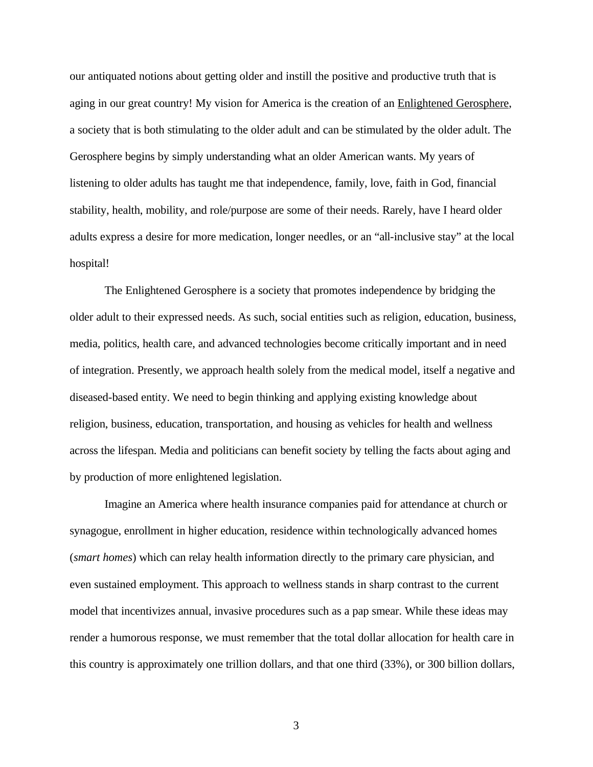our antiquated notions about getting older and instill the positive and productive truth that is aging in our great country! My vision for America is the creation of an <u>Enlightened Gerosphere</u>, a society that is both stimulating to the older adult and can be stimulated by the older adult. The Gerosphere begins by simply understanding what an older American wants. My years of listening to older adults has taught me that independence, family, love, faith in God, financial stability, health, mobility, and role/purpose are some of their needs. Rarely, have I heard older adults express a desire for more medication, longer needles, or an "all-inclusive stay" at the local hospital!

The Enlightened Gerosphere is a society that promotes independence by bridging the older adult to their expressed needs. As such, social entities such as religion, education, business, media, politics, health care, and advanced technologies become critically important and in need of integration. Presently, we approach health solely from the medical model, itself a negative and diseased-based entity. We need to begin thinking and applying existing knowledge about religion, business, education, transportation, and housing as vehicles for health and wellness across the lifespan. Media and politicians can benefit society by telling the facts about aging and by production of more enlightened legislation.

Imagine an America where health insurance companies paid for attendance at church or synagogue, enrollment in higher education, residence within technologically advanced homes (*smart homes*) which can relay health information directly to the primary care physician, and even sustained employment. This approach to wellness stands in sharp contrast to the current model that incentivizes annual, invasive procedures such as a pap smear. While these ideas may render a humorous response, we must remember that the total dollar allocation for health care in this country is approximately one trillion dollars, and that one third (33%), or 300 billion dollars,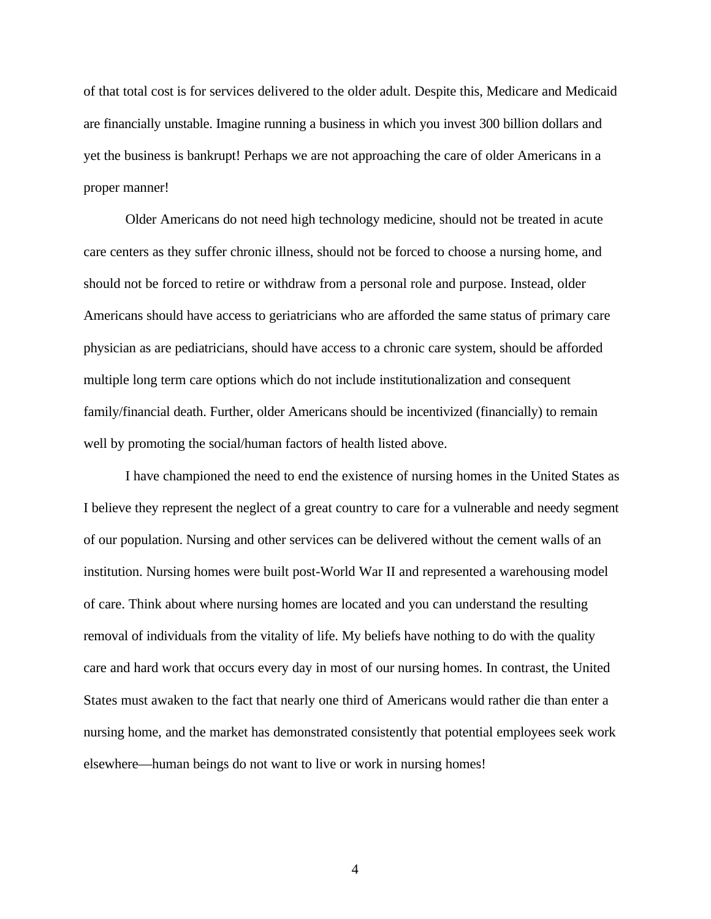of that total cost is for services delivered to the older adult. Despite this, Medicare and Medicaid are financially unstable. Imagine running a business in which you invest 300 billion dollars and yet the business is bankrupt! Perhaps we are not approaching the care of older Americans in a proper manner!

Older Americans do not need high technology medicine, should not be treated in acute care centers as they suffer chronic illness, should not be forced to choose a nursing home, and should not be forced to retire or withdraw from a personal role and purpose. Instead, older Americans should have access to geriatricians who are afforded the same status of primary care physician as are pediatricians, should have access to a chronic care system, should be afforded multiple long term care options which do not include institutionalization and consequent family/financial death. Further, older Americans should be incentivized (financially) to remain well by promoting the social/human factors of health listed above.

I have championed the need to end the existence of nursing homes in the United States as I believe they represent the neglect of a great country to care for a vulnerable and needy segment of our population. Nursing and other services can be delivered without the cement walls of an institution. Nursing homes were built post-World War II and represented a warehousing model of care. Think about where nursing homes are located and you can understand the resulting removal of individuals from the vitality of life. My beliefs have nothing to do with the quality care and hard work that occurs every day in most of our nursing homes. In contrast, the United States must awaken to the fact that nearly one third of Americans would rather die than enter a nursing home, and the market has demonstrated consistently that potential employees seek work elsewhere—human beings do not want to live or work in nursing homes!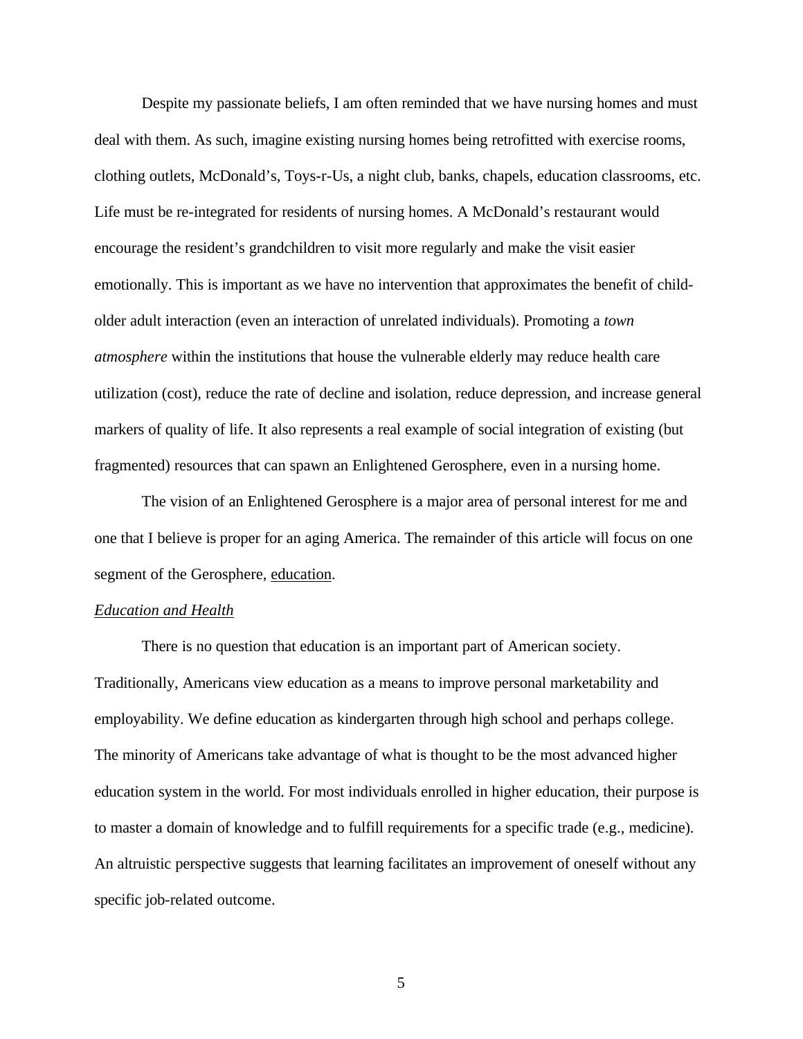Despite my passionate beliefs, I am often reminded that we have nursing homes and must deal with them. As such, imagine existing nursing homes being retrofitted with exercise rooms, clothing outlets, McDonald's, Toys-r-Us, a night club, banks, chapels, education classrooms, etc. Life must be re-integrated for residents of nursing homes. A McDonald's restaurant would encourage the resident's grandchildren to visit more regularly and make the visit easier emotionally. This is important as we have no intervention that approximates the benefit of child-older adult interaction (even an interaction of unrelated individuals). Promoting a *town atmosphere* within the institutions that house the vulnerable elderly may reduce health care utilization (cost), reduce the rate of decline and isolation, reduce depression, and increase general markers of quality of life. It also represents a real example of social integration of existing (but fragmented) resources that can spawn an Enlightened Gerosphere, even in a nursing home.

The vision of an Enlightened Gerosphere is a major area of personal interest for me and one that I believe is proper for an aging America. The remainder of this article will focus on one segment of the Gerosphere, <u>education</u>.

### *Education and Health*

There is no question that education is an important part of American society. Traditionally, Americans view education as a means to improve personal marketability and employability. We define education as kindergarten through high school and perhaps college. The minority of Americans take advantage of what is thought to be the most advanced higher education system in the world. For most individuals enrolled in higher education, their purpose is to master a domain of knowledge and to fulfill requirements for a specific trade (e.g., medicine). An altruistic perspective suggests that learning facilitates an improvement of oneself without any specific job-related outcome.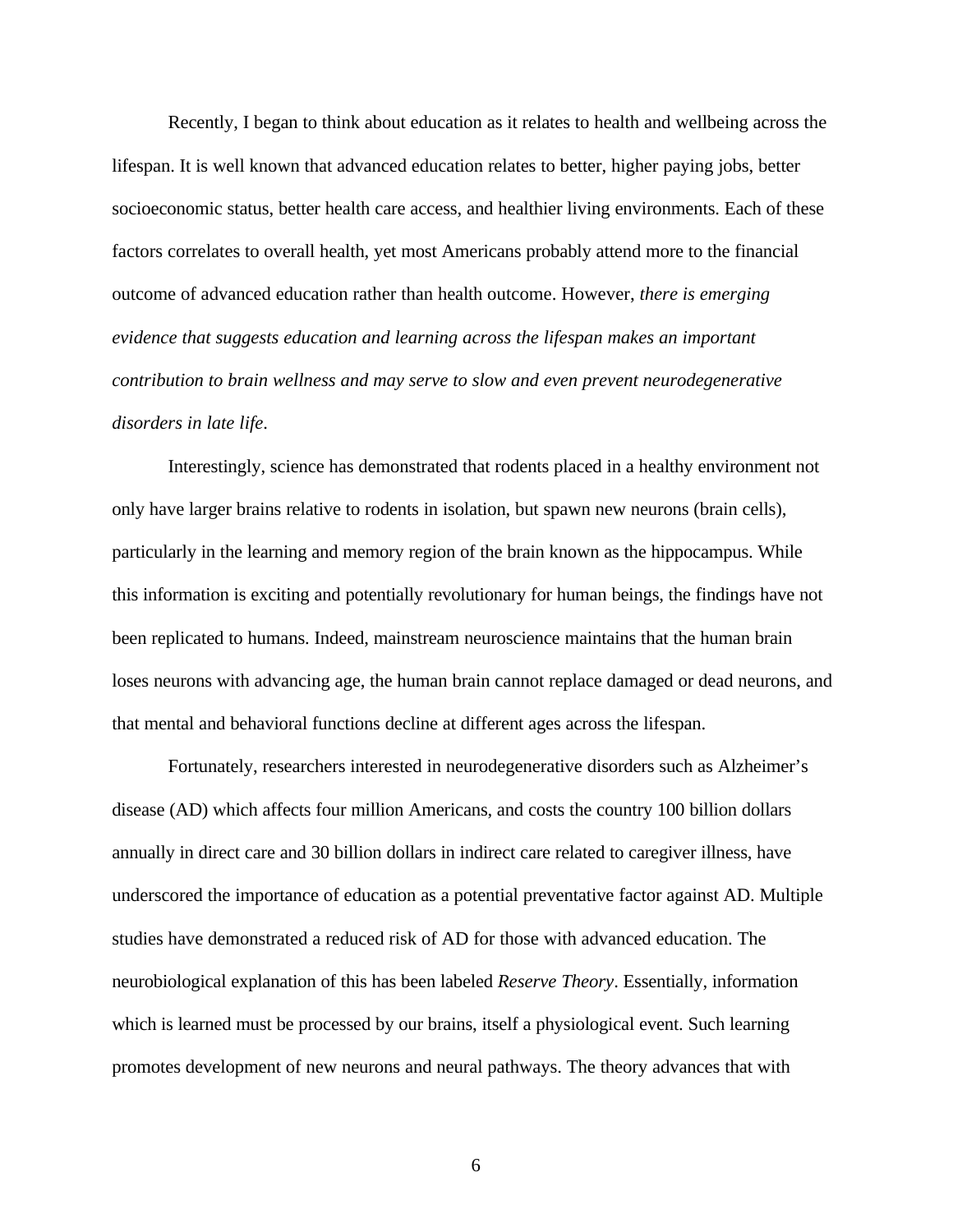Recently, I began to think about education as it relates to health and wellbeing across the lifespan. It is well known that advanced education relates to better, higher paying jobs, better socioeconomic status, better health care access, and healthier living environments. Each of these factors correlates to overall health, yet most Americans probably attend more to the financial outcome of advanced education rather than health outcome. However, *there is emerging evidence that suggests education and learning across the lifespan makes an important contribution to brain wellness and may serve to slow and even prevent neurodegenerative disorders in late life*.

Interestingly, science has demonstrated that rodents placed in a healthy environment not only have larger brains relative to rodents in isolation, but spawn new neurons (brain cells), particularly in the learning and memory region of the brain known as the hippocampus. While this information is exciting and potentially revolutionary for human beings, the findings have not been replicated to humans. Indeed, mainstream neuroscience maintains that the human brain loses neurons with advancing age, the human brain cannot replace damaged or dead neurons, and that mental and behavioral functions decline at different ages across the lifespan.

Fortunately, researchers interested in neurodegenerative disorders such as Alzheimer's disease (AD) which affects four million Americans, and costs the country 100 billion dollars annually in direct care and 30 billion dollars in indirect care related to caregiver illness, have underscored the importance of education as a potential preventative factor against AD. Multiple studies have demonstrated a reduced risk of AD for those with advanced education. The neurobiological explanation of this has been labeled *Reserve Theory*. Essentially, information which is learned must be processed by our brains, itself a physiological event. Such learning promotes development of new neurons and neural pathways. The theory advances that with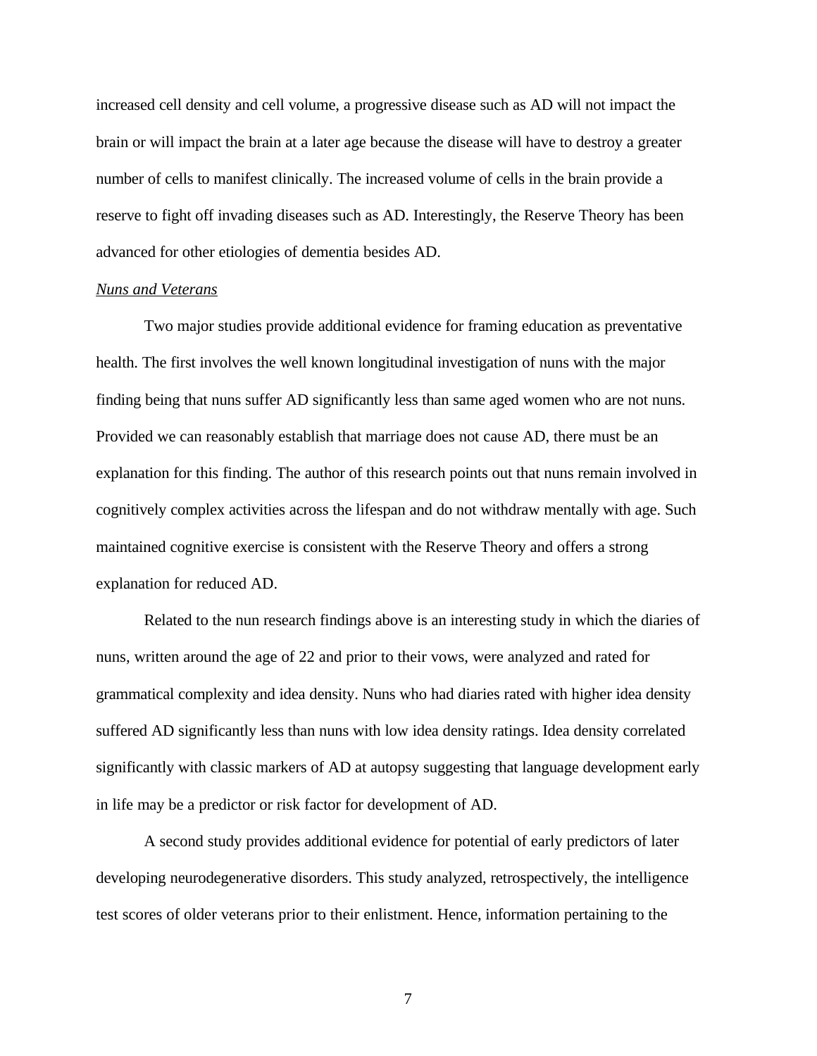increased cell density and cell volume, a progressive disease such as AD will not impact the brain or will impact the brain at a later age because the disease will have to destroy a greater number of cells to manifest clinically. The increased volume of cells in the brain provide a reserve to fight off invading diseases such as AD. Interestingly, the Reserve Theory has been advanced for other etiologies of dementia besides AD.

<u>*Nuns and Veterans*</u>

Two major studies provide additional evidence for framing education as preventative health. The first involves the well known longitudinal investigation of nuns with the major finding being that nuns suffer AD significantly less than same aged women who are not nuns. Provided we can reasonably establish that marriage does not cause AD, there must be an explanation for this finding. The author of this research points out that nuns remain involved in cognitively complex activities across the lifespan and do not withdraw mentally with age. Such maintained cognitive exercise is consistent with the Reserve Theory and offers a strong explanation for reduced AD.

Related to the nun research findings above is an interesting study in which the diaries of nuns, written around the age of 22 and prior to their vows, were analyzed and rated for grammatical complexity and idea density. Nuns who had diaries rated with higher idea density suffered AD significantly less than nuns with low idea density ratings. Idea density correlated significantly with classic markers of AD at autopsy suggesting that language development early in life may be a predictor or risk factor for development of AD.

A second study provides additional evidence for potential of early predictors of later developing neurodegenerative disorders. This study analyzed, retrospectively, the intelligence test scores of older veterans prior to their enlistment. Hence, information pertaining to the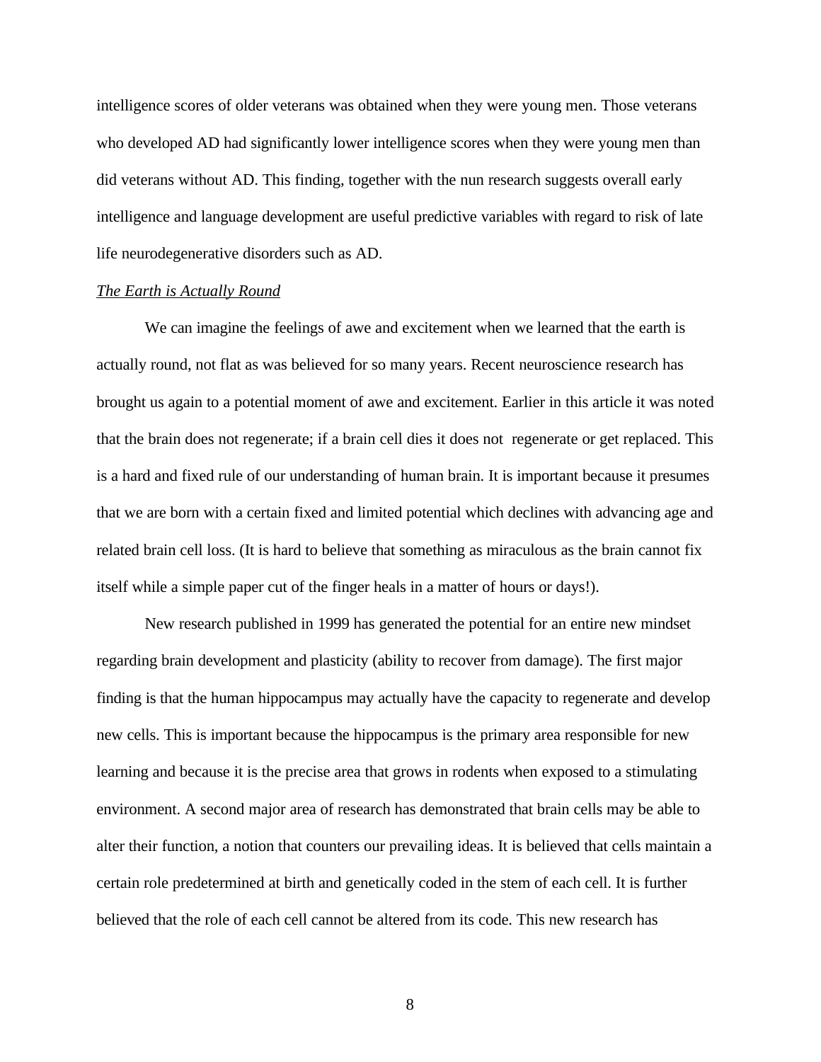intelligence scores of older veterans was obtained when they were young men. Those veterans who developed AD had significantly lower intelligence scores when they were young men than did veterans without AD. This finding, together with the nun research suggests overall early intelligence and language development are useful predictive variables with regard to risk of late life neurodegenerative disorders such as AD.

*The Earth is Actually Round*

We can imagine the feelings of awe and excitement when we learned that the earth is actually round, not flat as was believed for so many years. Recent neuroscience research has brought us again to a potential moment of awe and excitement. Earlier in this article it was noted that the brain does not regenerate; if a brain cell dies it does not regenerate or get replaced. This is a hard and fixed rule of our understanding of human brain. It is important because it presumes that we are born with a certain fixed and limited potential which declines with advancing age and related brain cell loss. (It is hard to believe that something as miraculous as the brain cannot fix itself while a simple paper cut of the finger heals in a matter of hours or days!).

New research published in 1999 has generated the potential for an entire new mindset regarding brain development and plasticity (ability to recover from damage). The first major finding is that the human hippocampus may actually have the capacity to regenerate and develop new cells. This is important because the hippocampus is the primary area responsible for new learning and because it is the precise area that grows in rodents when exposed to a stimulating environment. A second major area of research has demonstrated that brain cells may be able to alter their function, a notion that counters our prevailing ideas. It is believed that cells maintain a certain role predetermined at birth and genetically coded in the stem of each cell. It is further believed that the role of each cell cannot be altered from its code. This new research has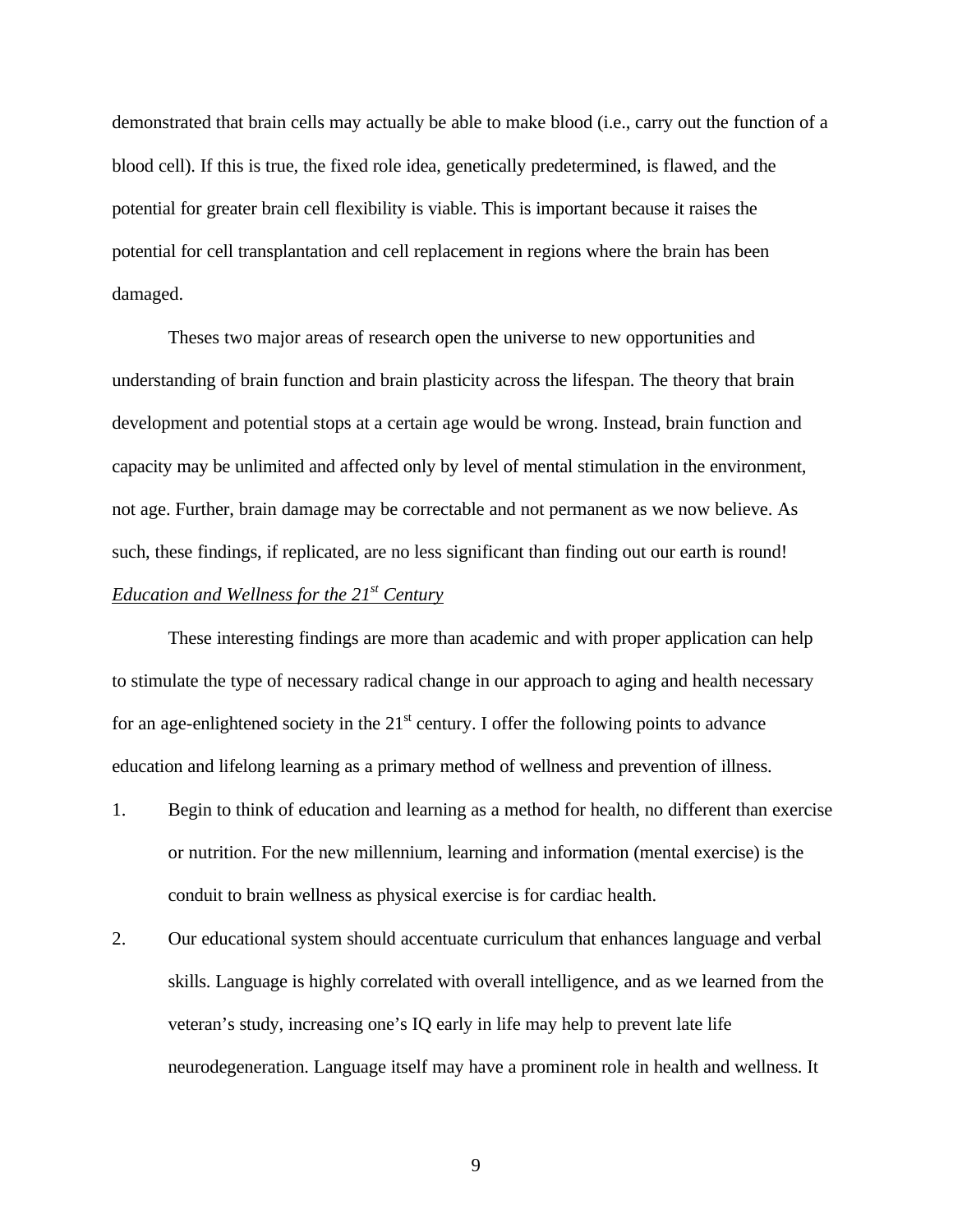demonstrated that brain cells may actually be able to make blood (i.e., carry out the function of a blood cell). If this is true, the fixed role idea, genetically predetermined, is flawed, and the potential for greater brain cell flexibility is viable. This is important because it raises the potential for cell transplantation and cell replacement in regions where the brain has been damaged.

Theses two major areas of research open the universe to new opportunities and understanding of brain function and brain plasticity across the lifespan. The theory that brain development and potential stops at a certain age would be wrong. Instead, brain function and capacity may be unlimited and affected only by level of mental stimulation in the environment, not age. Further, brain damage may be correctable and not permanent as we now believe. As such, these findings, if replicated, are no less significant than finding out our earth is round!

*Education and Wellness for the 21st Century*

These interesting findings are more than academic and with proper application can help to stimulate the type of necessary radical change in our approach to aging and health necessary for an age-enlightened society in the 21st century. I offer the following points to advance education and lifelong learning as a primary method of wellness and prevention of illness.

1. Begin to think of education and learning as a method for health, no different than exercise or nutrition. For the new millennium, learning and information (mental exercise) is the conduit to brain wellness as physical exercise is for cardiac health.
2. Our educational system should accentuate curriculum that enhances language and verbal skills. Language is highly correlated with overall intelligence, and as we learned from the veteran's study, increasing one's IQ early in life may help to prevent late life neurodegeneration. Language itself may have a prominent role in health and wellness. It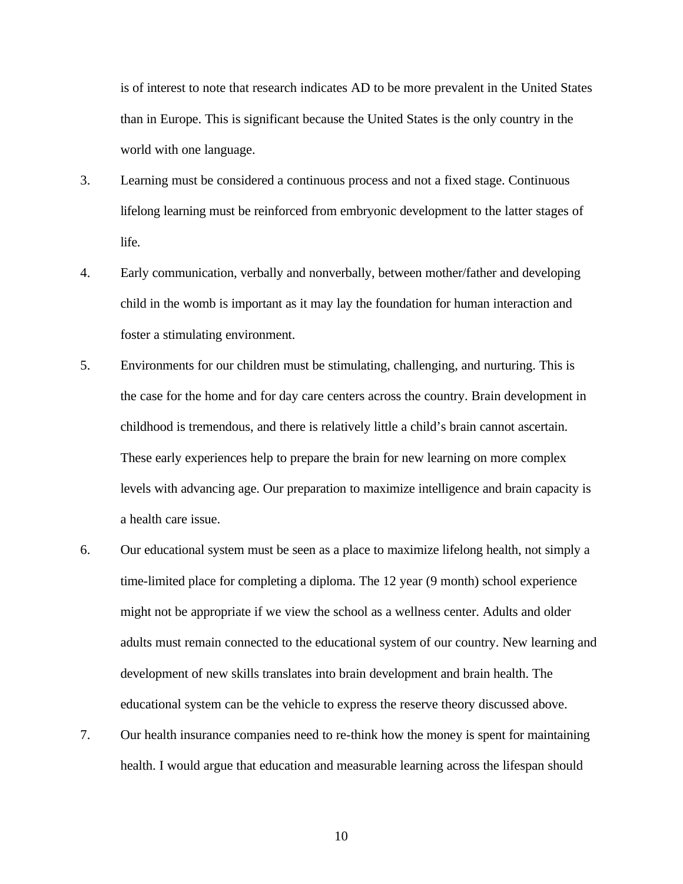is of interest to note that research indicates AD to be more prevalent in the United States than in Europe. This is significant because the United States is the only country in the world with one language.

3. Learning must be considered a continuous process and not a fixed stage. Continuous lifelong learning must be reinforced from embryonic development to the latter stages of life.

4. Early communication, verbally and nonverbally, between mother/father and developing child in the womb is important as it may lay the foundation for human interaction and foster a stimulating environment.

5. Environments for our children must be stimulating, challenging, and nurturing. This is the case for the home and for day care centers across the country. Brain development in childhood is tremendous, and there is relatively little a child's brain cannot ascertain. These early experiences help to prepare the brain for new learning on more complex levels with advancing age. Our preparation to maximize intelligence and brain capacity is a health care issue.

6. Our educational system must be seen as a place to maximize lifelong health, not simply a time-limited place for completing a diploma. The 12 year (9 month) school experience might not be appropriate if we view the school as a wellness center. Adults and older adults must remain connected to the educational system of our country. New learning and development of new skills translates into brain development and brain health. The educational system can be the vehicle to express the reserve theory discussed above.

7. Our health insurance companies need to re-think how the money is spent for maintaining health. I would argue that education and measurable learning across the lifespan should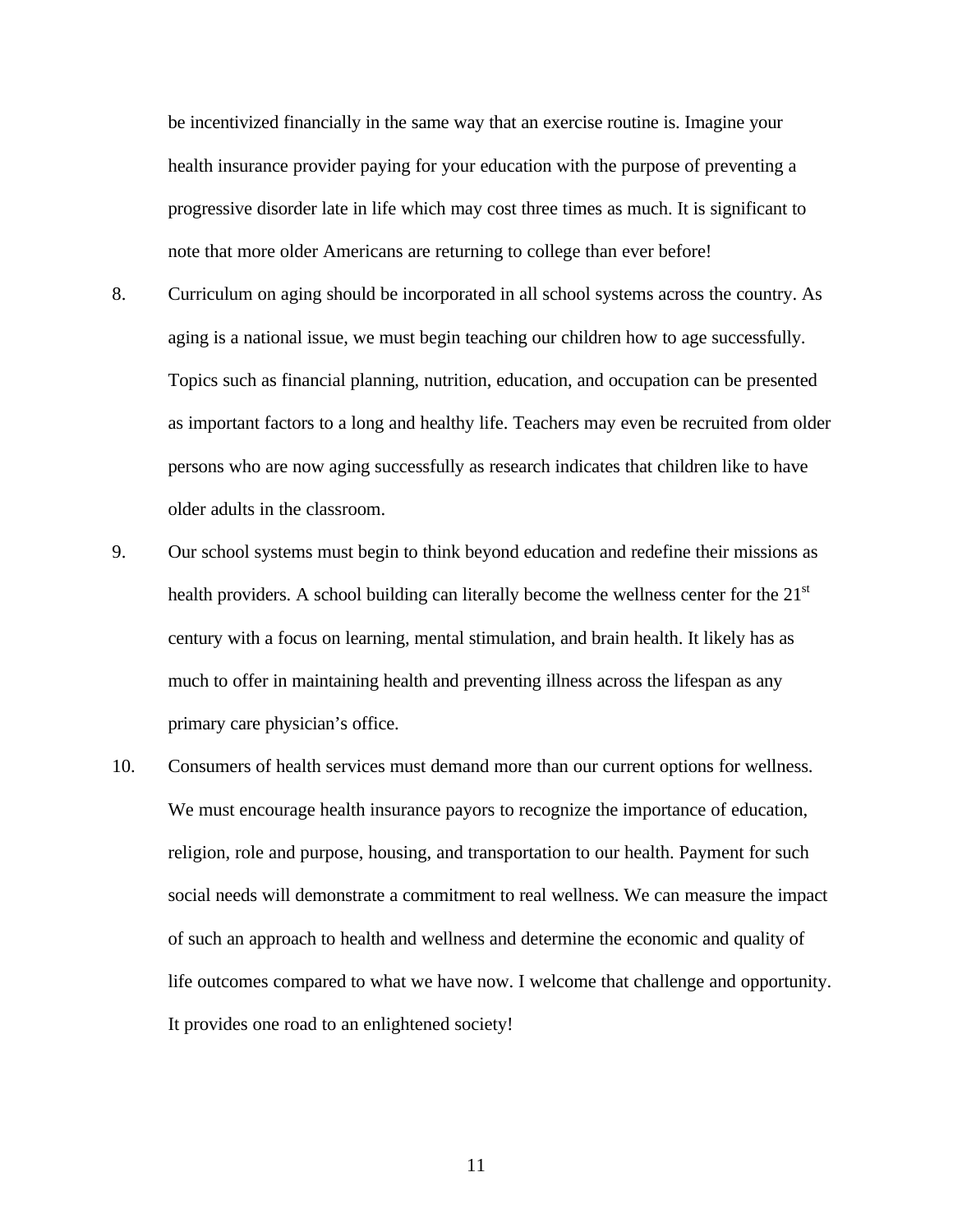be incentivized financially in the same way that an exercise routine is. Imagine your health insurance provider paying for your education with the purpose of preventing a progressive disorder late in life which may cost three times as much. It is significant to note that more older Americans are returning to college than ever before!

8. Curriculum on aging should be incorporated in all school systems across the country. As aging is a national issue, we must begin teaching our children how to age successfully. Topics such as financial planning, nutrition, education, and occupation can be presented as important factors to a long and healthy life. Teachers may even be recruited from older persons who are now aging successfully as research indicates that children like to have older adults in the classroom.

9. Our school systems must begin to think beyond education and redefine their missions as health providers. A school building can literally become the wellness center for the 21st century with a focus on learning, mental stimulation, and brain health. It likely has as much to offer in maintaining health and preventing illness across the lifespan as any primary care physician's office.

10. Consumers of health services must demand more than our current options for wellness. We must encourage health insurance payors to recognize the importance of education, religion, role and purpose, housing, and transportation to our health. Payment for such social needs will demonstrate a commitment to real wellness. We can measure the impact of such an approach to health and wellness and determine the economic and quality of life outcomes compared to what we have now. I welcome that challenge and opportunity. It provides one road to an enlightened society!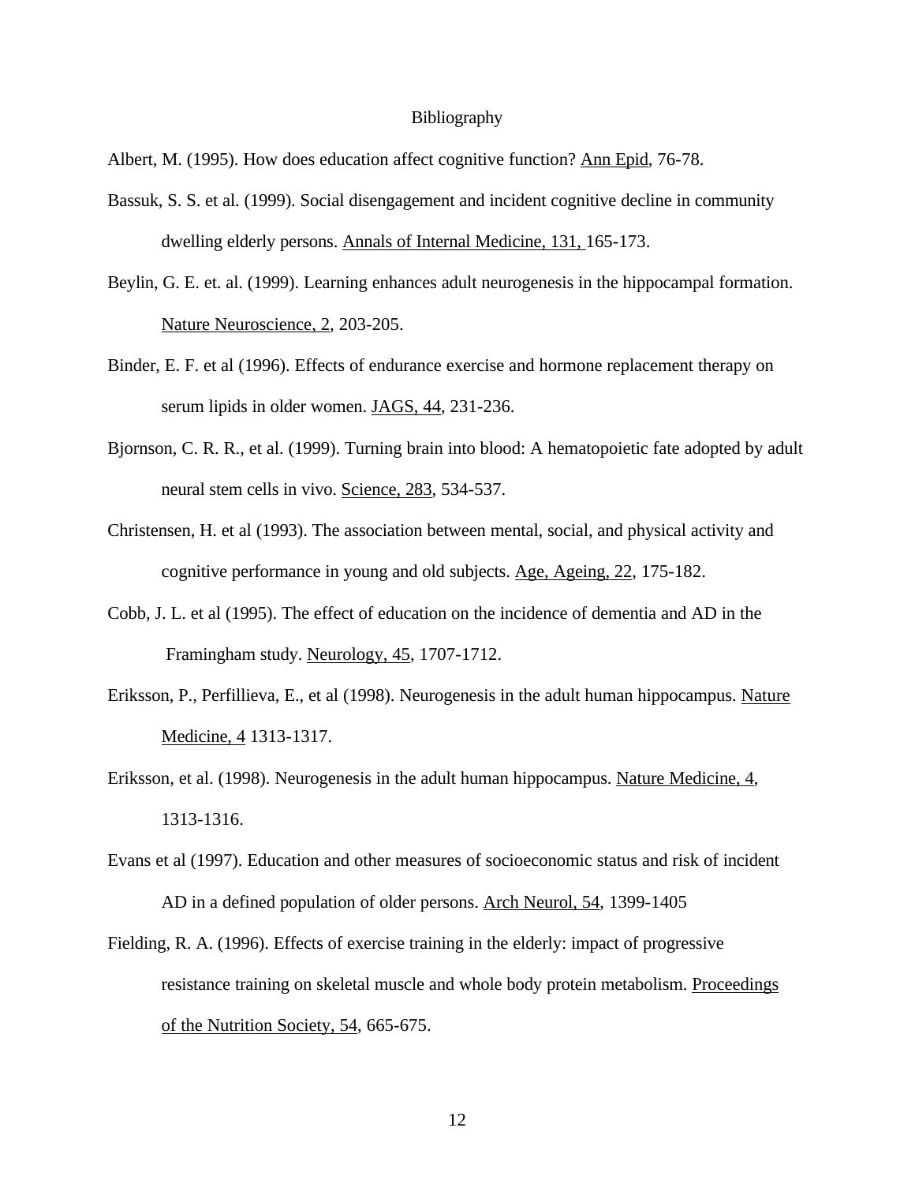# Bibliography

Albert, M. (1995). How does education affect cognitive function? Ann Epid, 76-78.

Bassuk, S. S. et al. (1999). Social disengagement and incident cognitive decline in community dwelling elderly persons. Annals of Internal Medicine, 131, 165-173.

Beylin, G. E. et. al. (1999). Learning enhances adult neurogenesis in the hippocampal formation. Nature Neuroscience, 2, 203-205.

Binder, E. F. et al (1996). Effects of endurance exercise and hormone replacement therapy on serum lipids in older women. JAGS, 44, 231-236.

Bjornson, C. R. R., et al. (1999). Turning brain into blood: A hematopoietic fate adopted by adult neural stem cells in vivo. Science, 283, 534-537.

Christensen, H. et al (1993). The association between mental, social, and physical activity and cognitive performance in young and old subjects. Age, Ageing, 22, 175-182.

Cobb, J. L. et al (1995). The effect of education on the incidence of dementia and AD in the Framingham study. Neurology, 45, 1707-1712.

Eriksson, P., Perfillieva, E., et al (1998). Neurogenesis in the adult human hippocampus. Nature Medicine, 4 1313-1317.

Eriksson, et al. (1998). Neurogenesis in the adult human hippocampus. Nature Medicine, 4, 1313-1316.

Evans et al (1997). Education and other measures of socioeconomic status and risk of incident AD in a defined population of older persons. Arch Neurol, 54, 1399-1405

Fielding, R. A. (1996). Effects of exercise training in the elderly: impact of progressive resistance training on skeletal muscle and whole body protein metabolism. Proceedings of the Nutrition Society, 54, 665-675.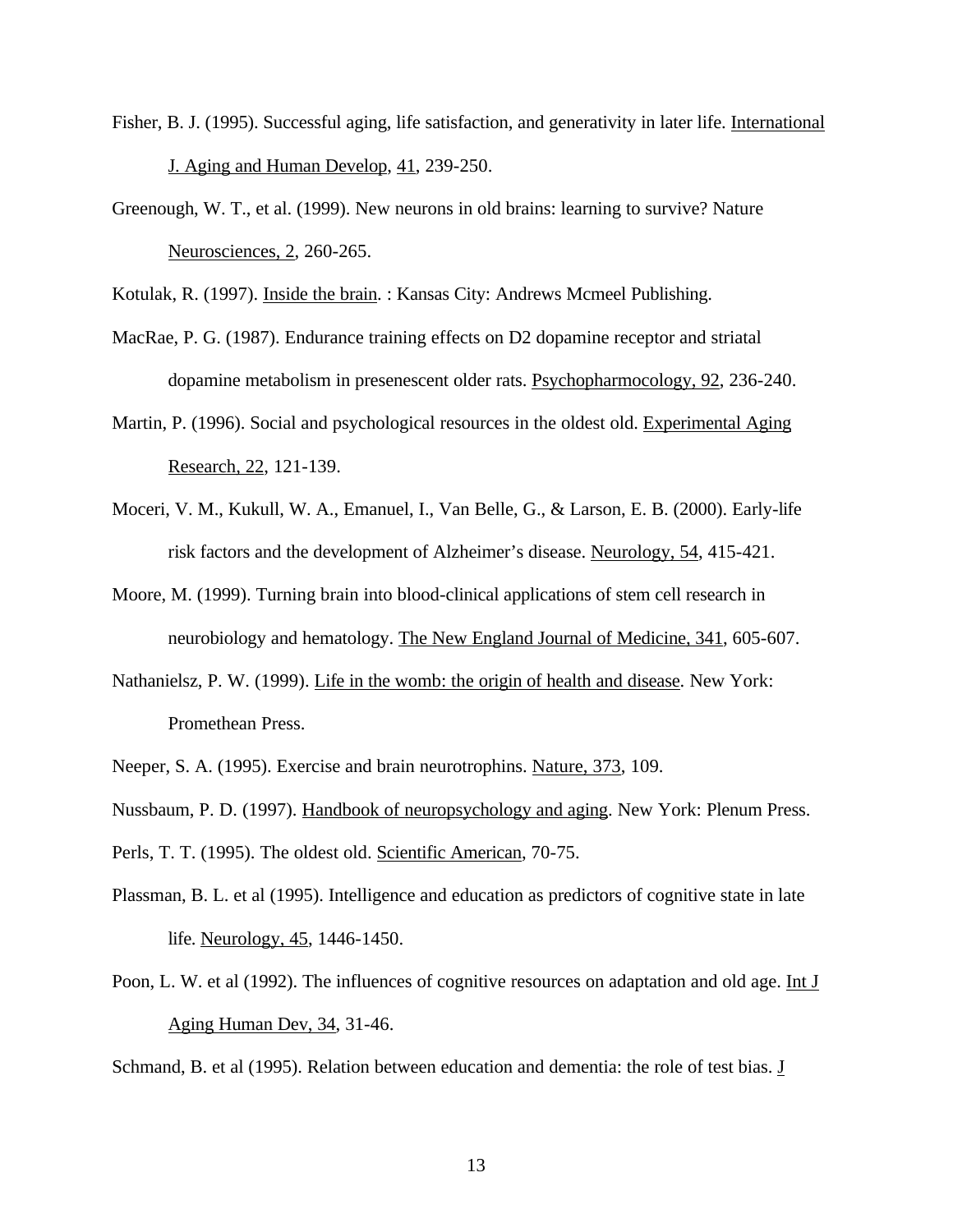Fisher, B. J. (1995). Successful aging, life satisfaction, and generativity in later life. International J. Aging and Human Develop, 41, 239-250.

Greenough, W. T., et al. (1999). New neurons in old brains: learning to survive? Nature Neurosciences, 2, 260-265.

Kotulak, R. (1997). Inside the brain. : Kansas City: Andrews Mcmeel Publishing.

MacRae, P. G. (1987). Endurance training effects on D2 dopamine receptor and striatal dopamine metabolism in presenescent older rats. Psychopharmocology, 92, 236-240.

Martin, P. (1996). Social and psychological resources in the oldest old. Experimental Aging Research, 22, 121-139.

Moceri, V. M., Kukull, W. A., Emanuel, I., Van Belle, G., & Larson, E. B. (2000). Early-life risk factors and the development of Alzheimer's disease. Neurology, 54, 415-421.

Moore, M. (1999). Turning brain into blood-clinical applications of stem cell research in neurobiology and hematology. The New England Journal of Medicine, 341, 605-607.

Nathanielsz, P. W. (1999). Life in the womb: the origin of health and disease. New York: Promethean Press.

Neeper, S. A. (1995). Exercise and brain neurotrophins. Nature, 373, 109.

Nussbaum, P. D. (1997). Handbook of neuropsychology and aging. New York: Plenum Press.

Perls, T. T. (1995). The oldest old. Scientific American, 70-75.

Plassman, B. L. et al (1995). Intelligence and education as predictors of cognitive state in late life. Neurology, 45, 1446-1450.

Poon, L. W. et al (1992). The influences of cognitive resources on adaptation and old age. Int J Aging Human Dev, 34, 31-46.

Schmand, B. et al (1995). Relation between education and dementia: the role of test bias. J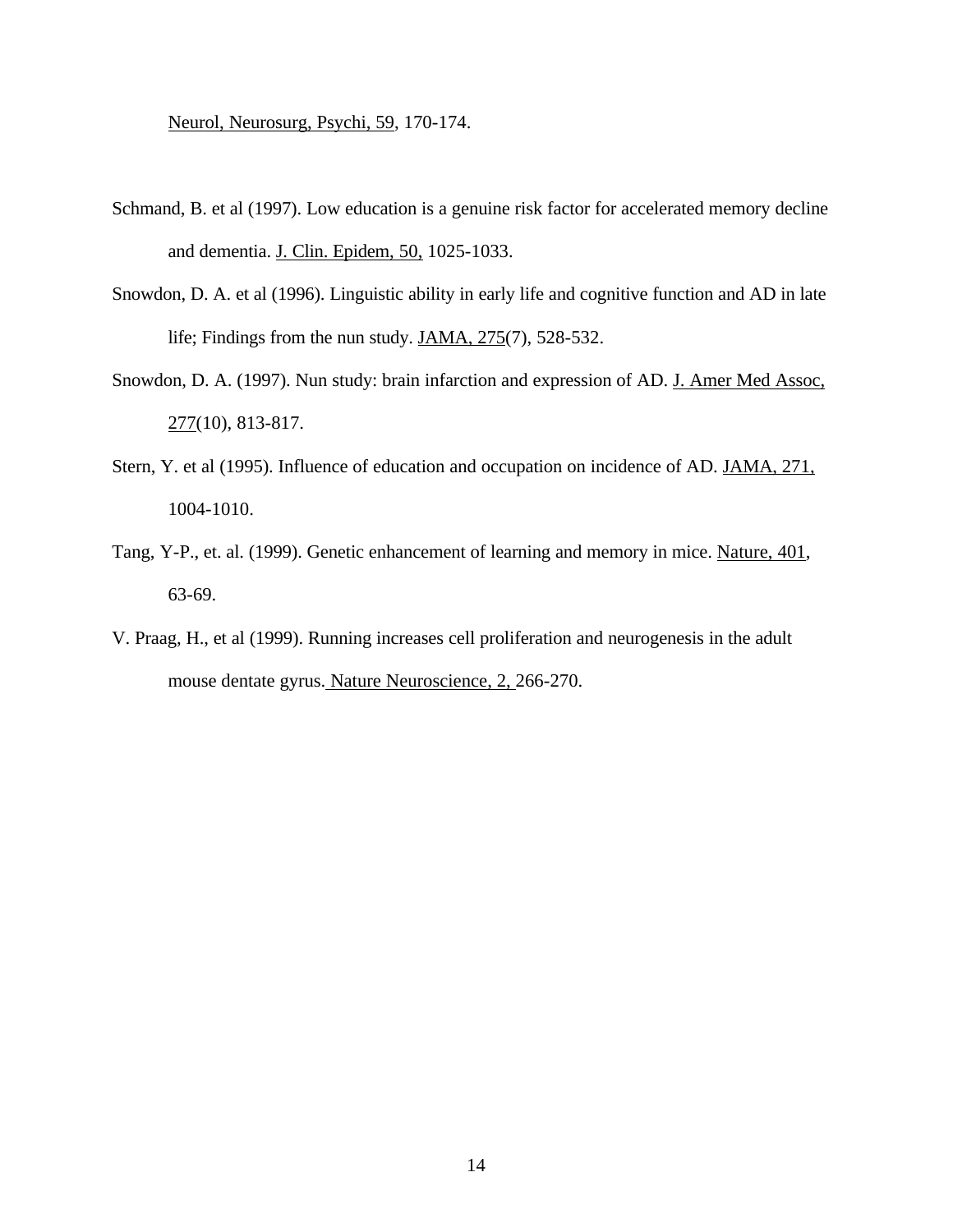Neurol, Neurosurg, Psychi, 59, 170-174.

Schmand, B. et al (1997). Low education is a genuine risk factor for accelerated memory decline and dementia. J. Clin. Epidem, 50, 1025-1033.

Snowdon, D. A. et al (1996). Linguistic ability in early life and cognitive function and AD in late life; Findings from the nun study. JAMA, 275(7), 528-532.

Snowdon, D. A. (1997). Nun study: brain infarction and expression of AD. J. Amer Med Assoc, 277(10), 813-817.

Stern, Y. et al (1995). Influence of education and occupation on incidence of AD. JAMA, 271, 1004-1010.

Tang, Y-P., et. al. (1999). Genetic enhancement of learning and memory in mice. Nature, 401, 63-69.

V. Praag, H., et al (1999). Running increases cell proliferation and neurogenesis in the adult mouse dentate gyrus. Nature Neuroscience, 2, 266-270.